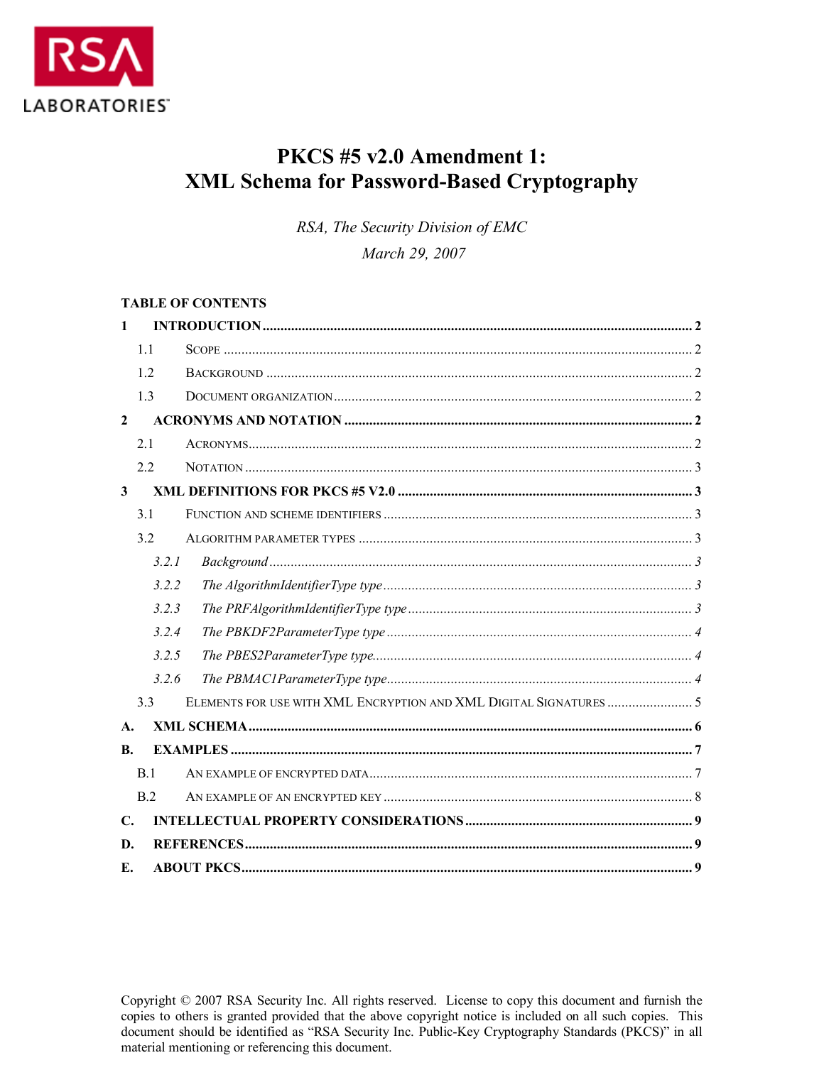RSA LABORATORIES

# PKCS #5 v2.0 Amendment 1: XML Schema for Password-Based Cryptography

*RSA, The Security Division of EMC*

*March 29, 2007*

**TABLE OF CONTENTS**

**1 INTRODUCTION ........ 2**

- 1.1 SCOPE ........ 2
- 1.2 BACKGROUND ........ 2
- 1.3 DOCUMENT ORGANIZATION ........ 2

**2 ACRONYMS AND NOTATION ........ 2**

- 2.1 ACRONYMS ........ 2
- 2.2 NOTATION ........ 3

**3 XML DEFINITIONS FOR PKCS #5 V2.0 ........ 3**

- 3.1 FUNCTION AND SCHEME IDENTIFIERS ........ 3
- 3.2 ALGORITHM PARAMETER TYPES ........ 3
  - *3.2.1 Background ........ 3*
  - *3.2.2 The AlgorithmIdentifierType type ........ 3*
  - *3.2.3 The PRFAlgorithmIdentifierType type ........ 3*
  - *3.2.4 The PBKDF2ParameterType type ........ 4*
  - *3.2.5 The PBES2ParameterType type ........ 4*
  - *3.2.6 The PBMAC1ParameterType type ........ 4*
- 3.3 ELEMENTS FOR USE WITH XML ENCRYPTION AND XML DIGITAL SIGNATURES ........ 5

**A. XML SCHEMA ........ 6**

**B. EXAMPLES ........ 7**

- B.1 AN EXAMPLE OF ENCRYPTED DATA ........ 7
- B.2 AN EXAMPLE OF AN ENCRYPTED KEY ........ 8

**C. INTELLECTUAL PROPERTY CONSIDERATIONS ........ 9**

**D. REFERENCES ........ 9**

**E. ABOUT PKCS ........ 9**

Copyright © 2007 RSA Security Inc. All rights reserved. License to copy this document and furnish the copies to others is granted provided that the above copyright notice is included on all such copies. This document should be identified as "RSA Security Inc. Public-Key Cryptography Standards (PKCS)" in all material mentioning or referencing this document.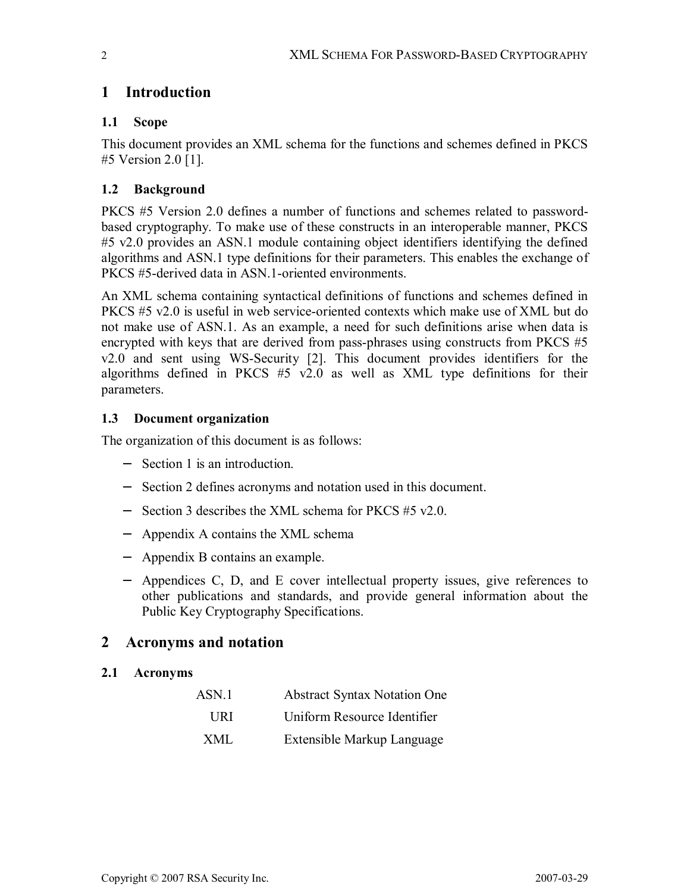# 1 Introduction

## 1.1 Scope

This document provides an XML schema for the functions and schemes defined in PKCS #5 Version 2.0 [1].

## 1.2 Background

PKCS #5 Version 2.0 defines a number of functions and schemes related to password-based cryptography. To make use of these constructs in an interoperable manner, PKCS #5 v2.0 provides an ASN.1 module containing object identifiers identifying the defined algorithms and ASN.1 type definitions for their parameters. This enables the exchange of PKCS #5-derived data in ASN.1-oriented environments.

An XML schema containing syntactical definitions of functions and schemes defined in PKCS #5 v2.0 is useful in web service-oriented contexts which make use of XML but do not make use of ASN.1. As an example, a need for such definitions arise when data is encrypted with keys that are derived from pass-phrases using constructs from PKCS #5 v2.0 and sent using WS-Security [2]. This document provides identifiers for the algorithms defined in PKCS #5 v2.0 as well as XML type definitions for their parameters.

## 1.3 Document organization

The organization of this document is as follows:

- Section 1 is an introduction.
- Section 2 defines acronyms and notation used in this document.
- Section 3 describes the XML schema for PKCS #5 v2.0.
- Appendix A contains the XML schema
- Appendix B contains an example.
- Appendices C, D, and E cover intellectual property issues, give references to other publications and standards, and provide general information about the Public Key Cryptography Specifications.

# 2 Acronyms and notation

## 2.1 Acronyms

| | |
|---|---|
| ASN.1 | Abstract Syntax Notation One |
| URI | Uniform Resource Identifier |
| XML | Extensible Markup Language |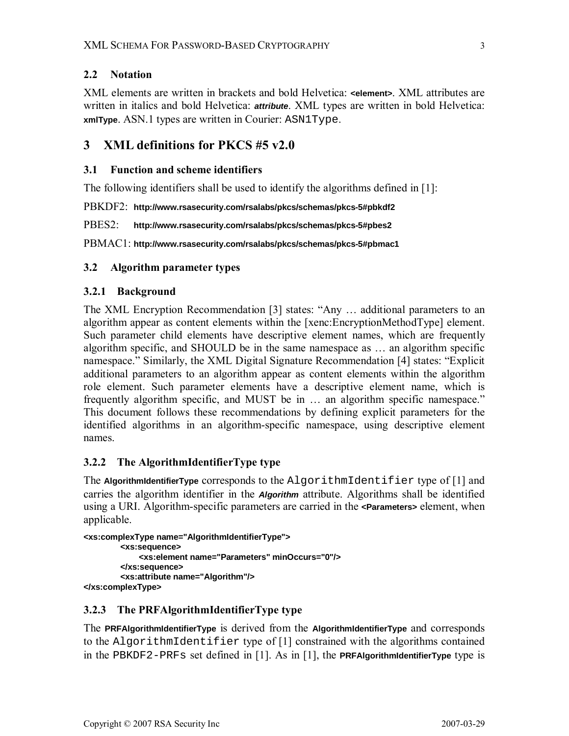### 2.2 Notation

XML elements are written in brackets and bold Helvetica: **<element>**. XML attributes are written in italics and bold Helvetica: ***attribute***. XML types are written in bold Helvetica: **xmlType**. ASN.1 types are written in Courier: `ASN1Type`.

## 3 XML definitions for PKCS #5 v2.0

### 3.1 Function and scheme identifiers

The following identifiers shall be used to identify the algorithms defined in [1]:

PBKDF2: **http://www.rsasecurity.com/rsalabs/pkcs/schemas/pkcs-5#pbkdf2**

PBES2: **http://www.rsasecurity.com/rsalabs/pkcs/schemas/pkcs-5#pbes2**

PBMAC1: **http://www.rsasecurity.com/rsalabs/pkcs/schemas/pkcs-5#pbmac1**

### 3.2 Algorithm parameter types

#### 3.2.1 Background

The XML Encryption Recommendation [3] states: "Any … additional parameters to an algorithm appear as content elements within the [xenc:EncryptionMethodType] element. Such parameter child elements have descriptive element names, which are frequently algorithm specific, and SHOULD be in the same namespace as … an algorithm specific namespace." Similarly, the XML Digital Signature Recommendation [4] states: "Explicit additional parameters to an algorithm appear as content elements within the algorithm role element. Such parameter elements have a descriptive element name, which is frequently algorithm specific, and MUST be in … an algorithm specific namespace." This document follows these recommendations by defining explicit parameters for the identified algorithms in an algorithm-specific namespace, using descriptive element names.

#### 3.2.2 The AlgorithmIdentifierType type

The **AlgorithmIdentifierType** corresponds to the `AlgorithmIdentifier` type of [1] and carries the algorithm identifier in the ***Algorithm*** attribute. Algorithms shall be identified using a URI. Algorithm-specific parameters are carried in the **<Parameters>** element, when applicable.

```
<xs:complexType name="AlgorithmIdentifierType">
        <xs:sequence>
            <xs:element name="Parameters" minOccurs="0"/>
        </xs:sequence>
        <xs:attribute name="Algorithm"/>
</xs:complexType>
```

#### 3.2.3 The PRFAlgorithmIdentifierType type

The **PRFAlgorithmIdentifierType** is derived from the **AlgorithmIdentifierType** and corresponds to the `AlgorithmIdentifier` type of [1] constrained with the algorithms contained in the `PBKDF2-PRFs` set defined in [1]. As in [1], the **PRFAlgorithmIdentifierType** type is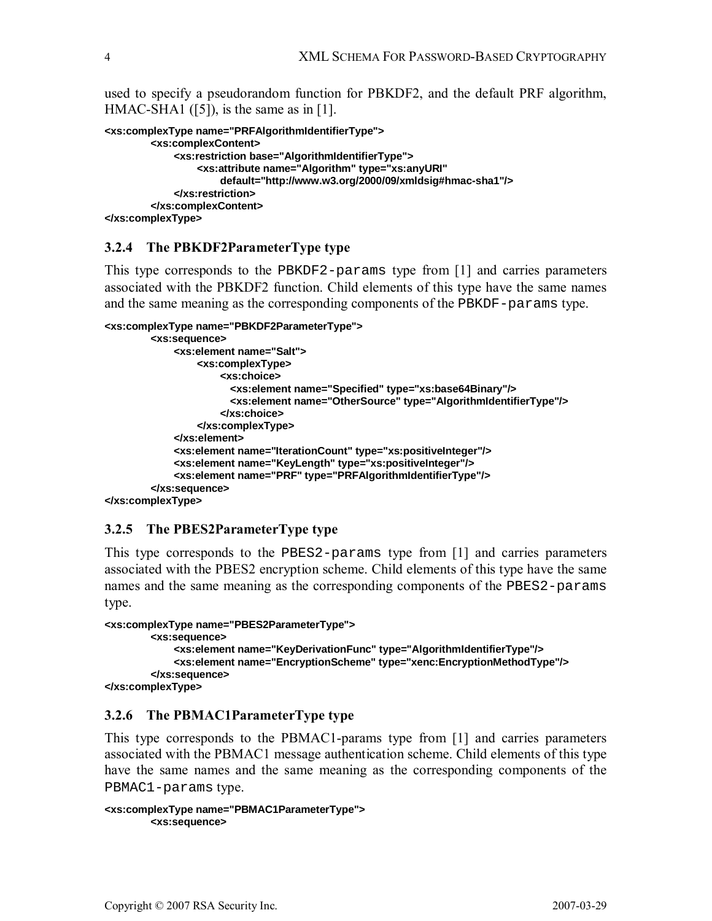used to specify a pseudorandom function for PBKDF2, and the default PRF algorithm, HMAC-SHA1 ([5]), is the same as in [1].

```
<xs:complexType name="PRFAlgorithmIdentifierType">
	<xs:complexContent>
		<xs:restriction base="AlgorithmIdentifierType">
			<xs:attribute name="Algorithm" type="xs:anyURI"
				default="http://www.w3.org/2000/09/xmldsig#hmac-sha1"/>
		</xs:restriction>
	</xs:complexContent>
</xs:complexType>
```

### 3.2.4 The PBKDF2ParameterType type

This type corresponds to the `PBKDF2-params` type from [1] and carries parameters associated with the PBKDF2 function. Child elements of this type have the same names and the same meaning as the corresponding components of the `PBKDF-params` type.

```
<xs:complexType name="PBKDF2ParameterType">
	<xs:sequence>
		<xs:element name="Salt">
			<xs:complexType>
				<xs:choice>
				  <xs:element name="Specified" type="xs:base64Binary"/>
				  <xs:element name="OtherSource" type="AlgorithmIdentifierType"/>
				</xs:choice>
			</xs:complexType>
		</xs:element>
		<xs:element name="IterationCount" type="xs:positiveInteger"/>
		<xs:element name="KeyLength" type="xs:positiveInteger"/>
		<xs:element name="PRF" type="PRFAlgorithmIdentifierType"/>
	</xs:sequence>
</xs:complexType>
```

### 3.2.5 The PBES2ParameterType type

This type corresponds to the `PBES2-params` type from [1] and carries parameters associated with the PBES2 encryption scheme. Child elements of this type have the same names and the same meaning as the corresponding components of the `PBES2-params` type.

```
<xs:complexType name="PBES2ParameterType">
	<xs:sequence>
		<xs:element name="KeyDerivationFunc" type="AlgorithmIdentifierType"/>
		<xs:element name="EncryptionScheme" type="xenc:EncryptionMethodType"/>
	</xs:sequence>
</xs:complexType>
```

### 3.2.6 The PBMAC1ParameterType type

This type corresponds to the PBMAC1-params type from [1] and carries parameters associated with the PBMAC1 message authentication scheme. Child elements of this type have the same names and the same meaning as the corresponding components of the `PBMAC1-params` type.

```
<xs:complexType name="PBMAC1ParameterType">
	<xs:sequence>
```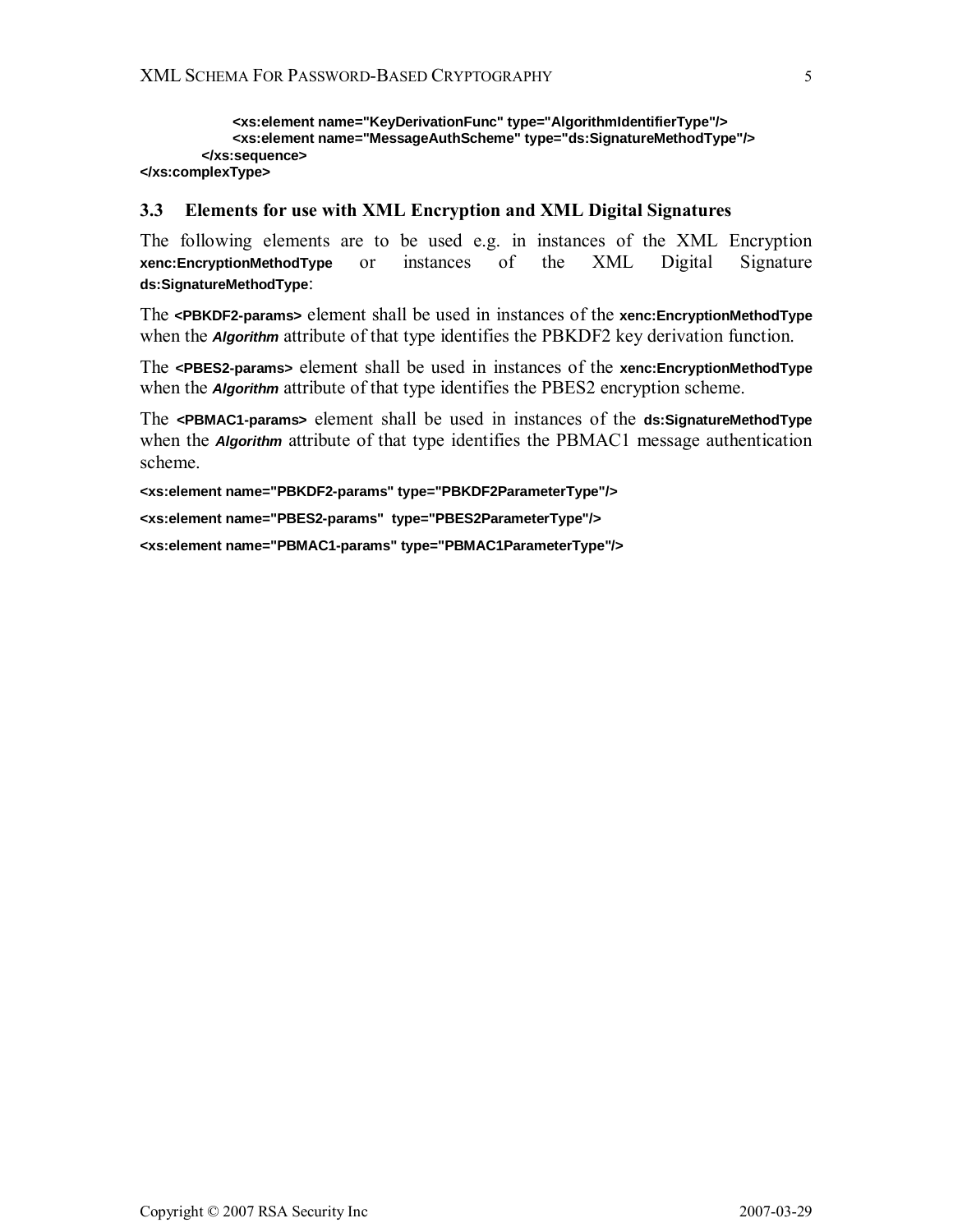```
            <xs:element name="KeyDerivationFunc" type="AlgorithmIdentifierType"/>
            <xs:element name="MessageAuthScheme" type="ds:SignatureMethodType"/>
        </xs:sequence>
</xs:complexType>
```

### 3.3 Elements for use with XML Encryption and XML Digital Signatures

The following elements are to be used e.g. in instances of the XML Encryption **xenc:EncryptionMethodType** or instances of the XML Digital Signature **ds:SignatureMethodType**:

The **<PBKDF2-params>** element shall be used in instances of the **xenc:EncryptionMethodType** when the ***Algorithm*** attribute of that type identifies the PBKDF2 key derivation function.

The **<PBES2-params>** element shall be used in instances of the **xenc:EncryptionMethodType** when the ***Algorithm*** attribute of that type identifies the PBES2 encryption scheme.

The **<PBMAC1-params>** element shall be used in instances of the **ds:SignatureMethodType** when the ***Algorithm*** attribute of that type identifies the PBMAC1 message authentication scheme.

```
<xs:element name="PBKDF2-params" type="PBKDF2ParameterType"/>

<xs:element name="PBES2-params"  type="PBES2ParameterType"/>

<xs:element name="PBMAC1-params" type="PBMAC1ParameterType"/>
```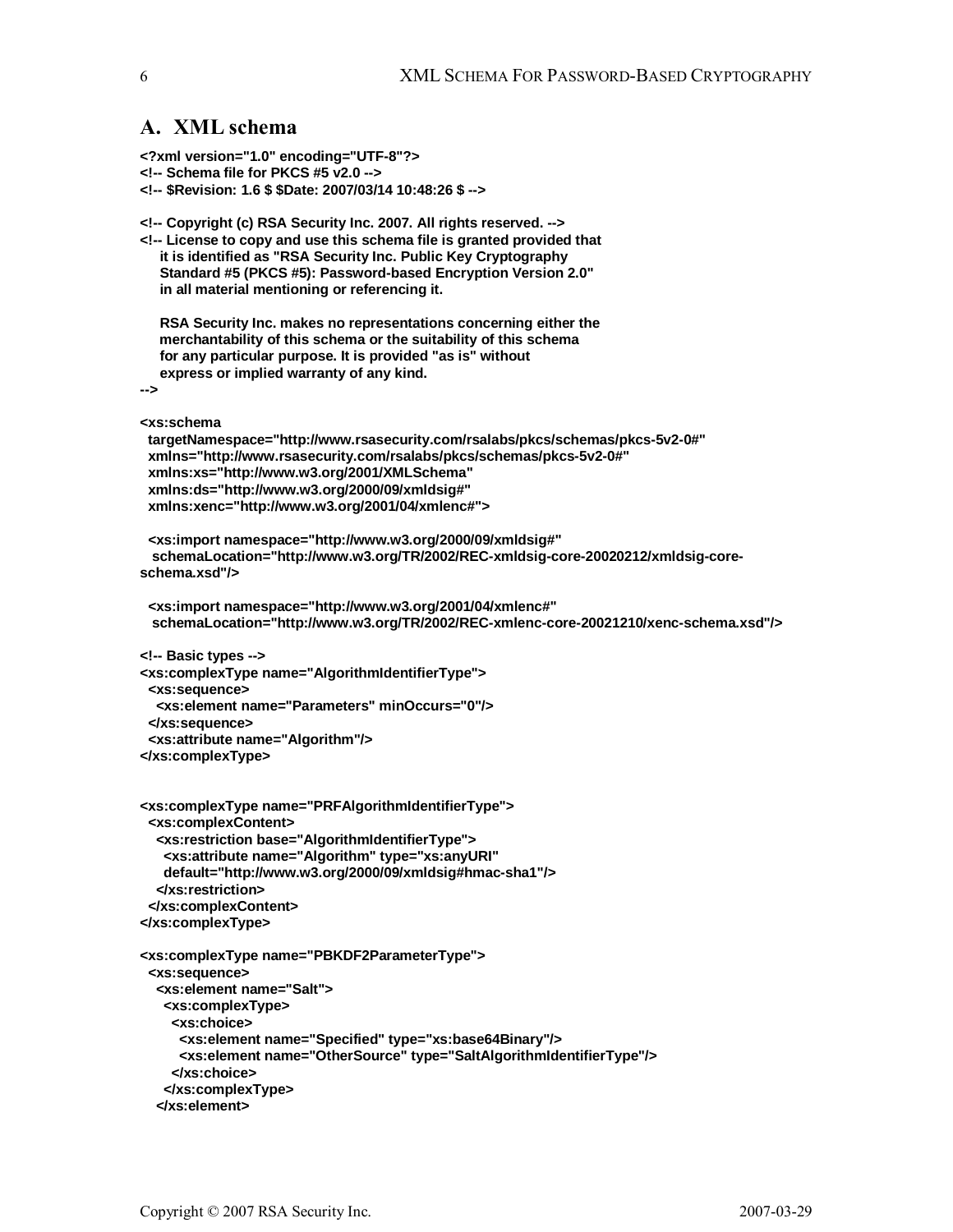## A. XML schema

```
<?xml version="1.0" encoding="UTF-8"?>
<!-- Schema file for PKCS #5 v2.0 -->
<!-- $Revision: 1.6 $ $Date: 2007/03/14 10:48:26 $ -->

<!-- Copyright (c) RSA Security Inc. 2007. All rights reserved. -->
<!-- License to copy and use this schema file is granted provided that
     it is identified as "RSA Security Inc. Public Key Cryptography
     Standard #5 (PKCS #5): Password-based Encryption Version 2.0"
     in all material mentioning or referencing it.

     RSA Security Inc. makes no representations concerning either the
     merchantability of this schema or the suitability of this schema
     for any particular purpose. It is provided "as is" without
     express or implied warranty of any kind.
-->

<xs:schema
  targetNamespace="http://www.rsasecurity.com/rsalabs/pkcs/schemas/pkcs-5v2-0#"
  xmlns="http://www.rsasecurity.com/rsalabs/pkcs/schemas/pkcs-5v2-0#"
  xmlns:xs="http://www.w3.org/2001/XMLSchema"
  xmlns:ds="http://www.w3.org/2000/09/xmldsig#"
  xmlns:xenc="http://www.w3.org/2001/04/xmlenc#">

  <xs:import namespace="http://www.w3.org/2000/09/xmldsig#"
   schemaLocation="http://www.w3.org/TR/2002/REC-xmldsig-core-20020212/xmldsig-core-
schema.xsd"/>

  <xs:import namespace="http://www.w3.org/2001/04/xmlenc#"
   schemaLocation="http://www.w3.org/TR/2002/REC-xmlenc-core-20021210/xenc-schema.xsd"/>

<!-- Basic types -->
<xs:complexType name="AlgorithmIdentifierType">
  <xs:sequence>
   <xs:element name="Parameters" minOccurs="0"/>
  </xs:sequence>
  <xs:attribute name="Algorithm"/>
</xs:complexType>


<xs:complexType name="PRFAlgorithmIdentifierType">
  <xs:complexContent>
   <xs:restriction base="AlgorithmIdentifierType">
    <xs:attribute name="Algorithm" type="xs:anyURI"
    default="http://www.w3.org/2000/09/xmldsig#hmac-sha1"/>
   </xs:restriction>
  </xs:complexContent>
</xs:complexType>

<xs:complexType name="PBKDF2ParameterType">
  <xs:sequence>
   <xs:element name="Salt">
    <xs:complexType>
     <xs:choice>
      <xs:element name="Specified" type="xs:base64Binary"/>
      <xs:element name="OtherSource" type="SaltAlgorithmIdentifierType"/>
     </xs:choice>
    </xs:complexType>
   </xs:element>
```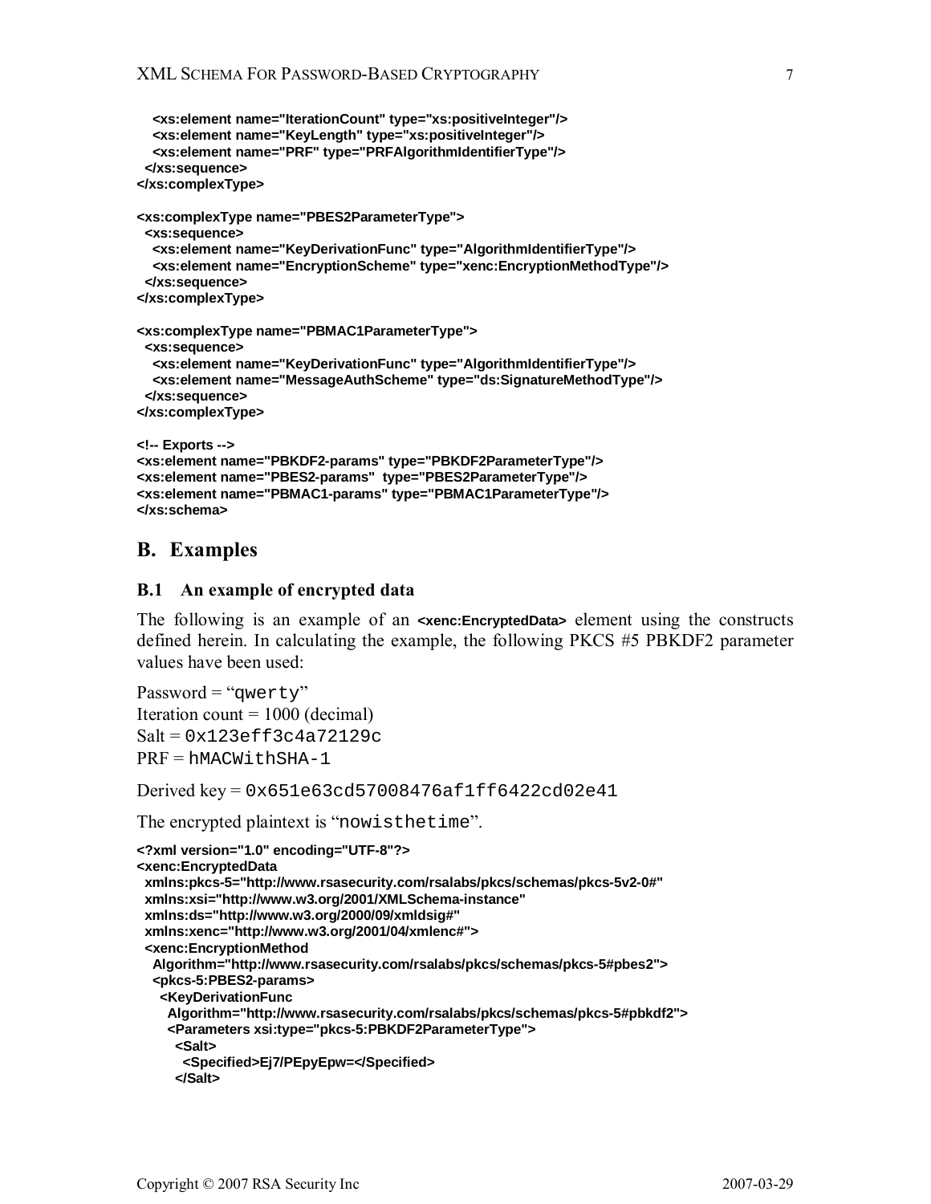```xml
    <xs:element name="IterationCount" type="xs:positiveInteger"/>
    <xs:element name="KeyLength" type="xs:positiveInteger"/>
    <xs:element name="PRF" type="PRFAlgorithmIdentifierType"/>
  </xs:sequence>
</xs:complexType>

<xs:complexType name="PBES2ParameterType">
  <xs:sequence>
    <xs:element name="KeyDerivationFunc" type="AlgorithmIdentifierType"/>
    <xs:element name="EncryptionScheme" type="xenc:EncryptionMethodType"/>
  </xs:sequence>
</xs:complexType>

<xs:complexType name="PBMAC1ParameterType">
  <xs:sequence>
    <xs:element name="KeyDerivationFunc" type="AlgorithmIdentifierType"/>
    <xs:element name="MessageAuthScheme" type="ds:SignatureMethodType"/>
  </xs:sequence>
</xs:complexType>

<!-- Exports -->
<xs:element name="PBKDF2-params" type="PBKDF2ParameterType"/>
<xs:element name="PBES2-params"  type="PBES2ParameterType"/>
<xs:element name="PBMAC1-params" type="PBMAC1ParameterType"/>
</xs:schema>
```

# B. Examples

## B.1 An example of encrypted data

The following is an example of an `<xenc:EncryptedData>` element using the constructs defined herein. In calculating the example, the following PKCS #5 PBKDF2 parameter values have been used:

Password = "`qwerty`"
Iteration count = 1000 (decimal)
Salt = `0x123eff3c4a72129c`
PRF = `hMACWithSHA-1`

Derived key = `0x651e63cd57008476af1ff6422cd02e41`

The encrypted plaintext is "`nowisthetime`".

```xml
<?xml version="1.0" encoding="UTF-8"?>
<xenc:EncryptedData
  xmlns:pkcs-5="http://www.rsasecurity.com/rsalabs/pkcs/schemas/pkcs-5v2-0#"
  xmlns:xsi="http://www.w3.org/2001/XMLSchema-instance"
  xmlns:ds="http://www.w3.org/2000/09/xmldsig#"
  xmlns:xenc="http://www.w3.org/2001/04/xmlenc#">
  <xenc:EncryptionMethod
    Algorithm="http://www.rsasecurity.com/rsalabs/pkcs/schemas/pkcs-5#pbes2">
    <pkcs-5:PBES2-params>
      <KeyDerivationFunc
        Algorithm="http://www.rsasecurity.com/rsalabs/pkcs/schemas/pkcs-5#pbkdf2">
        <Parameters xsi:type="pkcs-5:PBKDF2ParameterType">
          <Salt>
            <Specified>Ej7/PEpyEpw=</Specified>
          </Salt>
```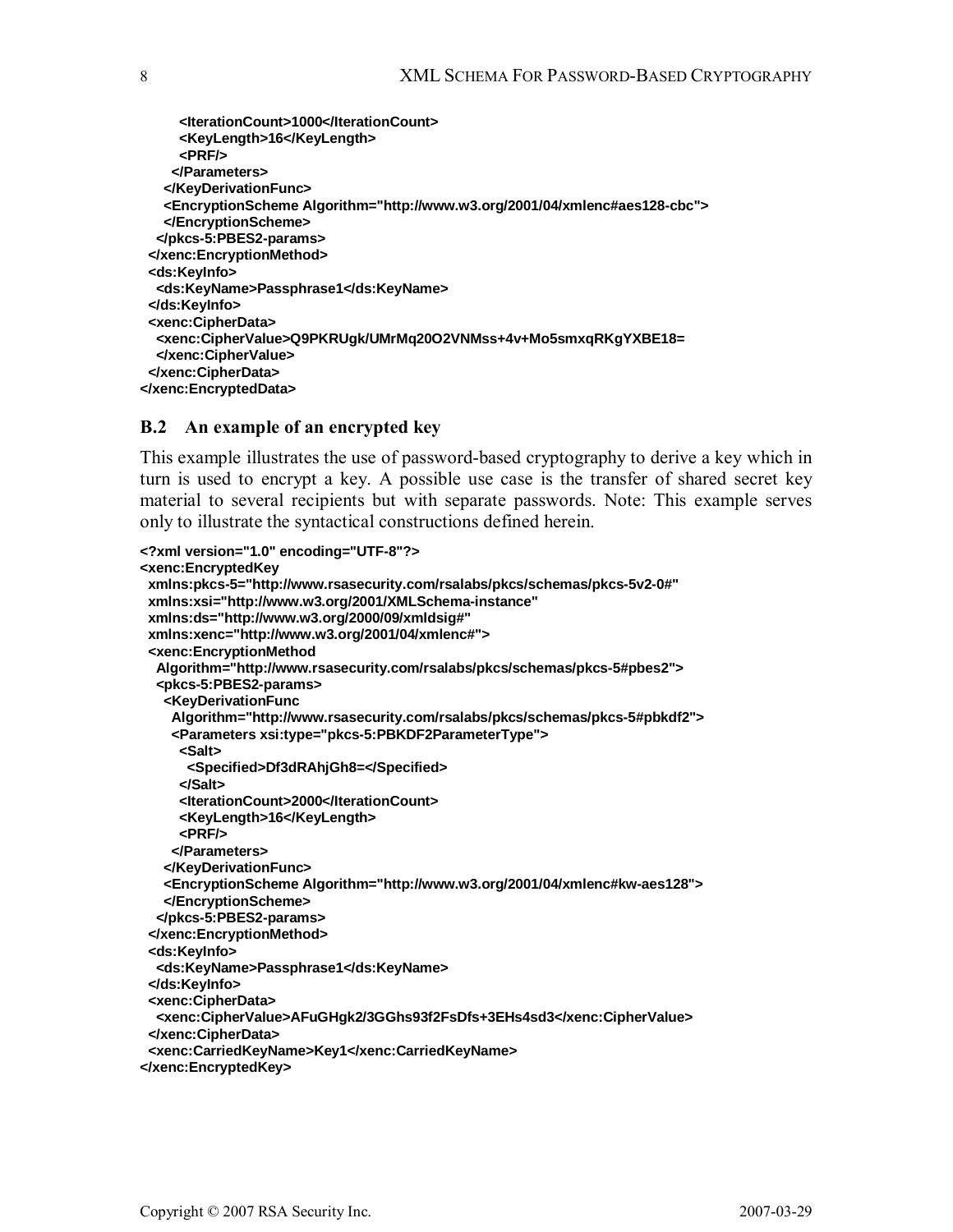```
      <IterationCount>1000</IterationCount>
      <KeyLength>16</KeyLength>
      <PRF/>
     </Parameters>
    </KeyDerivationFunc>
    <EncryptionScheme Algorithm="http://www.w3.org/2001/04/xmlenc#aes128-cbc">
    </EncryptionScheme>
   </pkcs-5:PBES2-params>
  </xenc:EncryptionMethod>
  <ds:KeyInfo>
   <ds:KeyName>Passphrase1</ds:KeyName>
  </ds:KeyInfo>
  <xenc:CipherData>
   <xenc:CipherValue>Q9PKRUgk/UMrMq20O2VNMss+4v+Mo5smxqRKgYXBE18=
   </xenc:CipherValue>
  </xenc:CipherData>
</xenc:EncryptedData>
```

### B.2 An example of an encrypted key

This example illustrates the use of password-based cryptography to derive a key which in turn is used to encrypt a key. A possible use case is the transfer of shared secret key material to several recipients but with separate passwords. Note: This example serves only to illustrate the syntactical constructions defined herein.

```
<?xml version="1.0" encoding="UTF-8"?>
<xenc:EncryptedKey
  xmlns:pkcs-5="http://www.rsasecurity.com/rsalabs/pkcs/schemas/pkcs-5v2-0#"
  xmlns:xsi="http://www.w3.org/2001/XMLSchema-instance"
  xmlns:ds="http://www.w3.org/2000/09/xmldsig#"
  xmlns:xenc="http://www.w3.org/2001/04/xmlenc#">
  <xenc:EncryptionMethod
   Algorithm="http://www.rsasecurity.com/rsalabs/pkcs/schemas/pkcs-5#pbes2">
   <pkcs-5:PBES2-params>
    <KeyDerivationFunc
     Algorithm="http://www.rsasecurity.com/rsalabs/pkcs/schemas/pkcs-5#pbkdf2">
     <Parameters xsi:type="pkcs-5:PBKDF2ParameterType">
      <Salt>
       <Specified>Df3dRAhjGh8=</Specified>
      </Salt>
      <IterationCount>2000</IterationCount>
      <KeyLength>16</KeyLength>
      <PRF/>
     </Parameters>
    </KeyDerivationFunc>
    <EncryptionScheme Algorithm="http://www.w3.org/2001/04/xmlenc#kw-aes128">
    </EncryptionScheme>
   </pkcs-5:PBES2-params>
  </xenc:EncryptionMethod>
  <ds:KeyInfo>
   <ds:KeyName>Passphrase1</ds:KeyName>
  </ds:KeyInfo>
  <xenc:CipherData>
   <xenc:CipherValue>AFuGHgk2/3GGhs93f2FsDfs+3EHs4sd3</xenc:CipherValue>
  </xenc:CipherData>
  <xenc:CarriedKeyName>Key1</xenc:CarriedKeyName>
</xenc:EncryptedKey>
```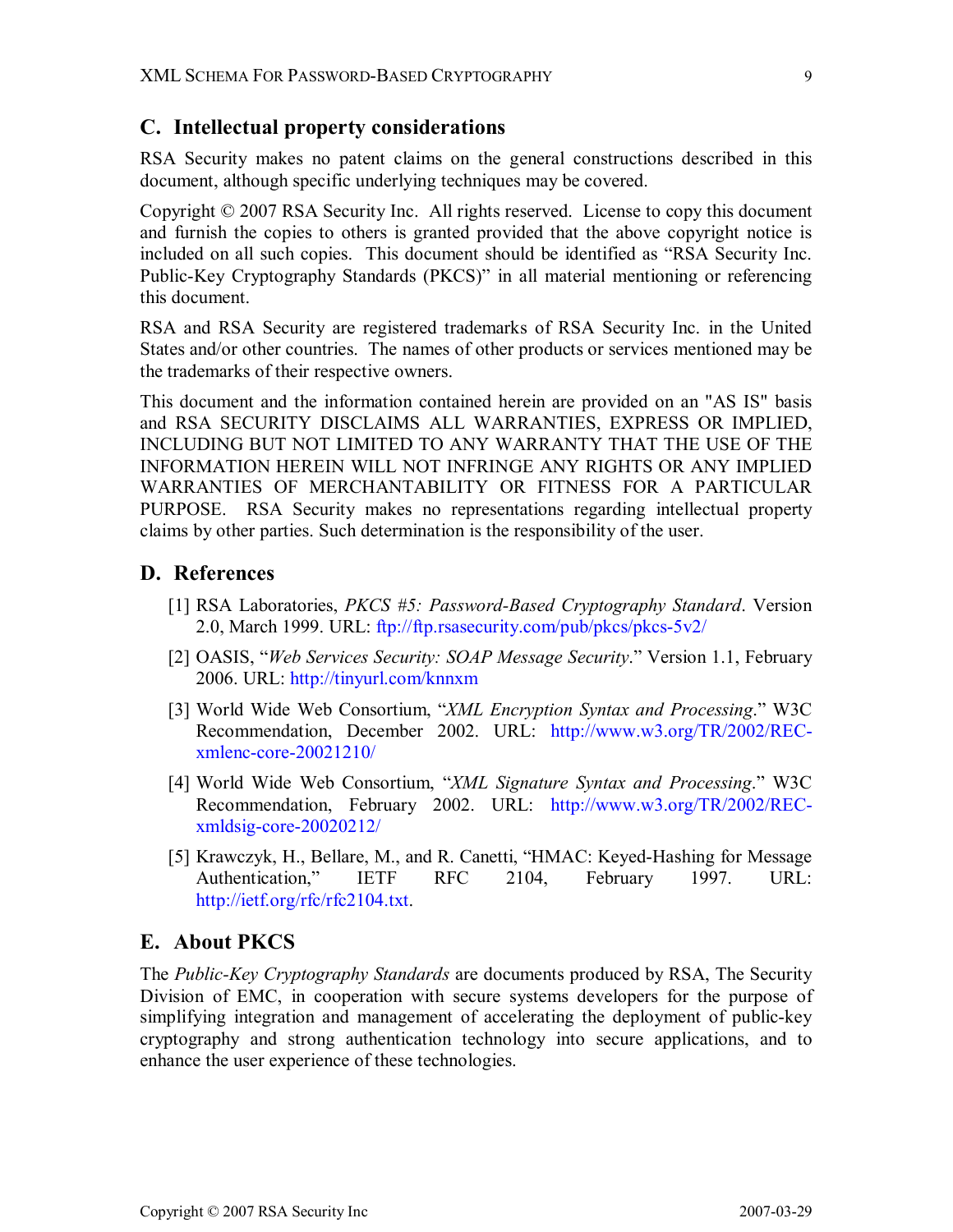## C. Intellectual property considerations

RSA Security makes no patent claims on the general constructions described in this document, although specific underlying techniques may be covered.

Copyright © 2007 RSA Security Inc. All rights reserved. License to copy this document and furnish the copies to others is granted provided that the above copyright notice is included on all such copies. This document should be identified as "RSA Security Inc. Public-Key Cryptography Standards (PKCS)" in all material mentioning or referencing this document.

RSA and RSA Security are registered trademarks of RSA Security Inc. in the United States and/or other countries. The names of other products or services mentioned may be the trademarks of their respective owners.

This document and the information contained herein are provided on an "AS IS" basis and RSA SECURITY DISCLAIMS ALL WARRANTIES, EXPRESS OR IMPLIED, INCLUDING BUT NOT LIMITED TO ANY WARRANTY THAT THE USE OF THE INFORMATION HEREIN WILL NOT INFRINGE ANY RIGHTS OR ANY IMPLIED WARRANTIES OF MERCHANTABILITY OR FITNESS FOR A PARTICULAR PURPOSE. RSA Security makes no representations regarding intellectual property claims by other parties. Such determination is the responsibility of the user.

## D. References

[1] RSA Laboratories, *PKCS #5: Password-Based Cryptography Standard*. Version 2.0, March 1999. URL: ftp://ftp.rsasecurity.com/pub/pkcs/pkcs-5v2/

[2] OASIS, "*Web Services Security: SOAP Message Security*." Version 1.1, February 2006. URL: http://tinyurl.com/knnxm

[3] World Wide Web Consortium, "*XML Encryption Syntax and Processing*." W3C Recommendation, December 2002. URL: http://www.w3.org/TR/2002/REC-xmlenc-core-20021210/

[4] World Wide Web Consortium, "*XML Signature Syntax and Processing*." W3C Recommendation, February 2002. URL: http://www.w3.org/TR/2002/REC-xmldsig-core-20020212/

[5] Krawczyk, H., Bellare, M., and R. Canetti, "HMAC: Keyed-Hashing for Message Authentication," IETF RFC 2104, February 1997. URL: http://ietf.org/rfc/rfc2104.txt.

## E. About PKCS

The *Public-Key Cryptography Standards* are documents produced by RSA, The Security Division of EMC, in cooperation with secure systems developers for the purpose of simplifying integration and management of accelerating the deployment of public-key cryptography and strong authentication technology into secure applications, and to enhance the user experience of these technologies.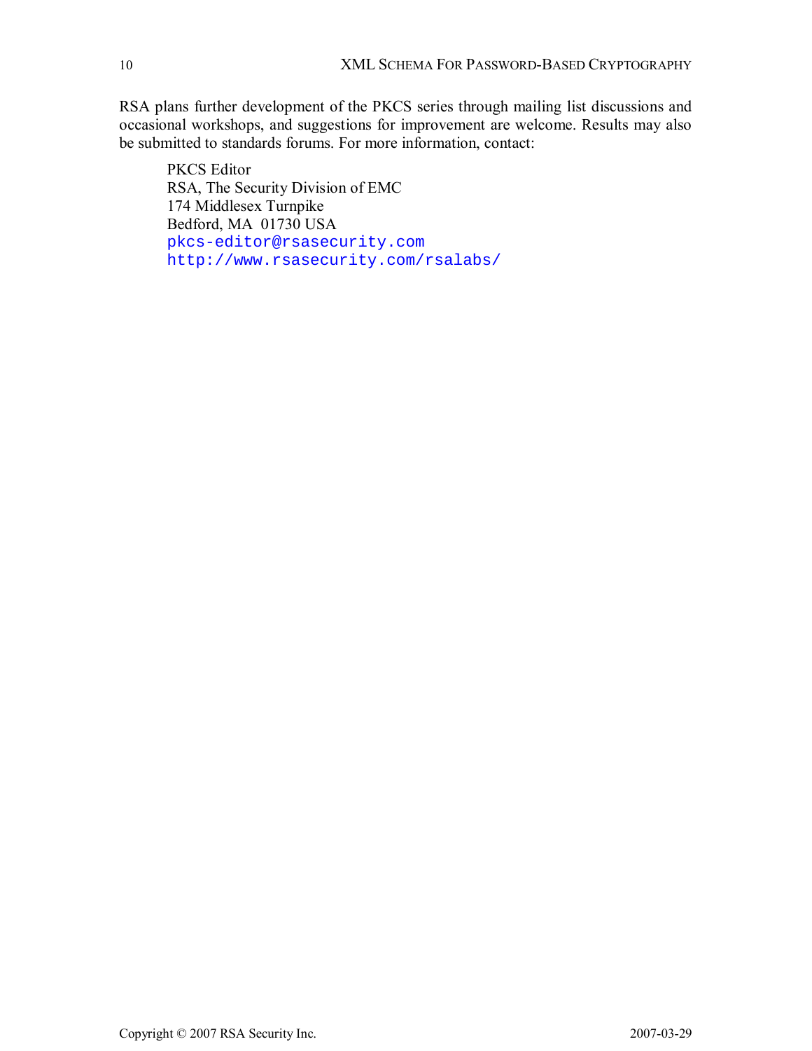RSA plans further development of the PKCS series through mailing list discussions and occasional workshops, and suggestions for improvement are welcome. Results may also be submitted to standards forums. For more information, contact:

> PKCS Editor
> RSA, The Security Division of EMC
> 174 Middlesex Turnpike
> Bedford, MA 01730 USA
> `pkcs-editor@rsasecurity.com`
> `http://www.rsasecurity.com/rsalabs/`